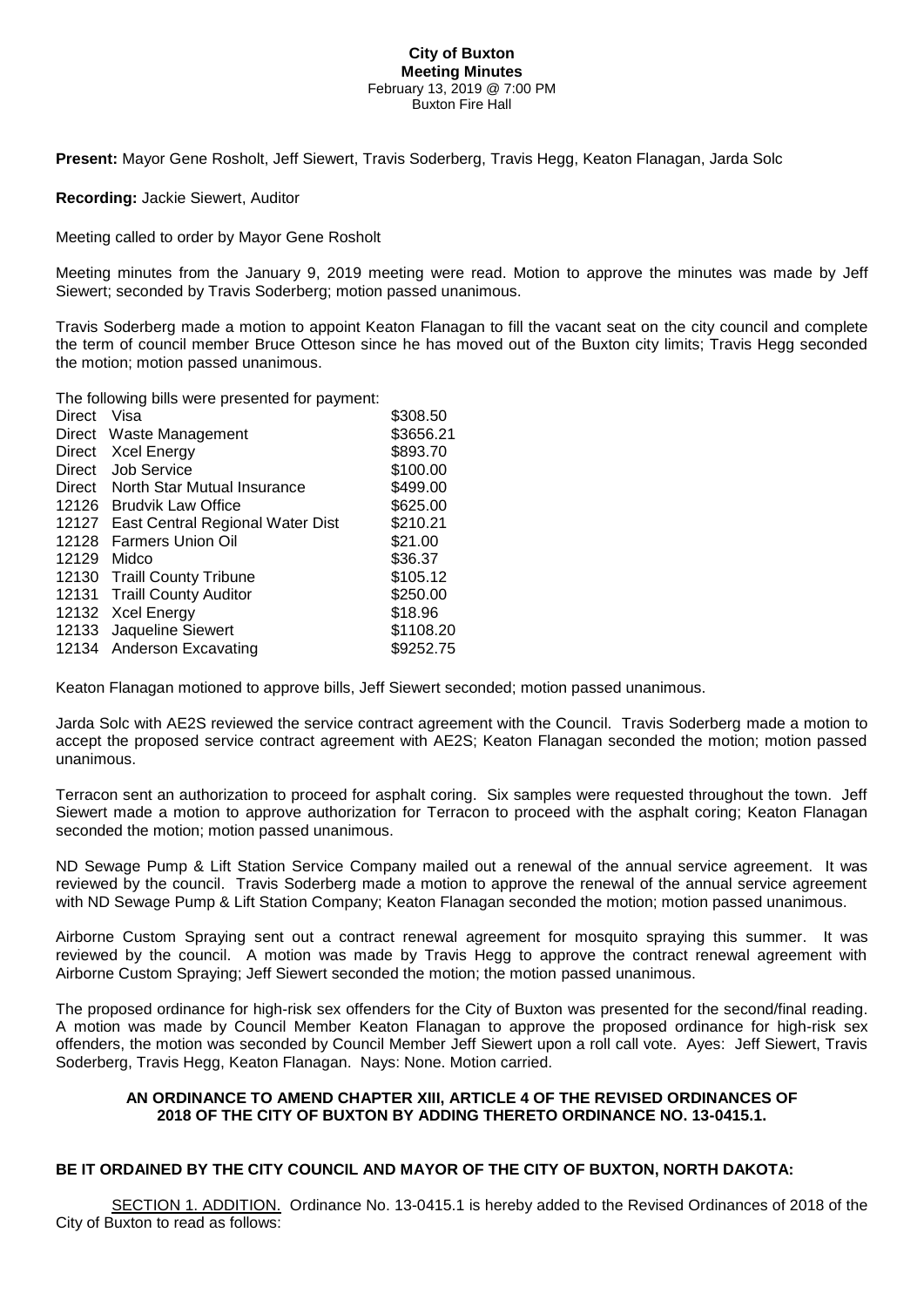**City of Buxton**
**Meeting Minutes**
February 13, 2019 @ 7:00 PM
Buxton Fire Hall

**Present:** Mayor Gene Rosholt, Jeff Siewert, Travis Soderberg, Travis Hegg, Keaton Flanagan, Jarda Solc

**Recording:** Jackie Siewert, Auditor

Meeting called to order by Mayor Gene Rosholt

Meeting minutes from the January 9, 2019 meeting were read. Motion to approve the minutes was made by Jeff Siewert; seconded by Travis Soderberg; motion passed unanimous.

Travis Soderberg made a motion to appoint Keaton Flanagan to fill the vacant seat on the city council and complete the term of council member Bruce Otteson since he has moved out of the Buxton city limits; Travis Hegg seconded the motion; motion passed unanimous.

The following bills were presented for payment:

| | | |
|---|---|---|
| Direct | Visa | \$308.50 |
| Direct | Waste Management | \$3656.21 |
| Direct | Xcel Energy | \$893.70 |
| Direct | Job Service | \$100.00 |
| Direct | North Star Mutual Insurance | \$499.00 |
| 12126 | Brudvik Law Office | \$625.00 |
| 12127 | East Central Regional Water Dist | \$210.21 |
| 12128 | Farmers Union Oil | \$21.00 |
| 12129 | Midco | \$36.37 |
| 12130 | Traill County Tribune | \$105.12 |
| 12131 | Traill County Auditor | \$250.00 |
| 12132 | Xcel Energy | \$18.96 |
| 12133 | Jaqueline Siewert | \$1108.20 |
| 12134 | Anderson Excavating | \$9252.75 |

Keaton Flanagan motioned to approve bills, Jeff Siewert seconded; motion passed unanimous.

Jarda Solc with AE2S reviewed the service contract agreement with the Council. Travis Soderberg made a motion to accept the proposed service contract agreement with AE2S; Keaton Flanagan seconded the motion; motion passed unanimous.

Terracon sent an authorization to proceed for asphalt coring. Six samples were requested throughout the town. Jeff Siewert made a motion to approve authorization for Terracon to proceed with the asphalt coring; Keaton Flanagan seconded the motion; motion passed unanimous.

ND Sewage Pump & Lift Station Service Company mailed out a renewal of the annual service agreement. It was reviewed by the council. Travis Soderberg made a motion to approve the renewal of the annual service agreement with ND Sewage Pump & Lift Station Company; Keaton Flanagan seconded the motion; motion passed unanimous.

Airborne Custom Spraying sent out a contract renewal agreement for mosquito spraying this summer. It was reviewed by the council. A motion was made by Travis Hegg to approve the contract renewal agreement with Airborne Custom Spraying; Jeff Siewert seconded the motion; the motion passed unanimous.

The proposed ordinance for high-risk sex offenders for the City of Buxton was presented for the second/final reading. A motion was made by Council Member Keaton Flanagan to approve the proposed ordinance for high-risk sex offenders, the motion was seconded by Council Member Jeff Siewert upon a roll call vote. Ayes: Jeff Siewert, Travis Soderberg, Travis Hegg, Keaton Flanagan. Nays: None. Motion carried.

**AN ORDINANCE TO AMEND CHAPTER XIII, ARTICLE 4 OF THE REVISED ORDINANCES OF 2018 OF THE CITY OF BUXTON BY ADDING THERETO ORDINANCE NO. 13-0415.1.**

**BE IT ORDAINED BY THE CITY COUNCIL AND MAYOR OF THE CITY OF BUXTON, NORTH DAKOTA:**

SECTION 1. ADDITION. Ordinance No. 13-0415.1 is hereby added to the Revised Ordinances of 2018 of the City of Buxton to read as follows: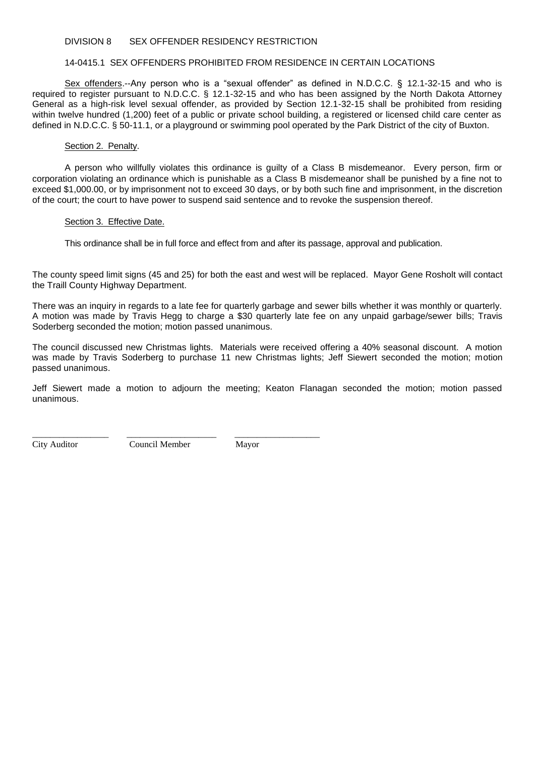DIVISION 8 SEX OFFENDER RESIDENCY RESTRICTION

14-0415.1 SEX OFFENDERS PROHIBITED FROM RESIDENCE IN CERTAIN LOCATIONS

Sex offenders.--Any person who is a "sexual offender" as defined in N.D.C.C. § 12.1-32-15 and who is required to register pursuant to N.D.C.C. § 12.1-32-15 and who has been assigned by the North Dakota Attorney General as a high-risk level sexual offender, as provided by Section 12.1-32-15 shall be prohibited from residing within twelve hundred (1,200) feet of a public or private school building, a registered or licensed child care center as defined in N.D.C.C. § 50-11.1, or a playground or swimming pool operated by the Park District of the city of Buxton.

Section 2. Penalty.

A person who willfully violates this ordinance is guilty of a Class B misdemeanor. Every person, firm or corporation violating an ordinance which is punishable as a Class B misdemeanor shall be punished by a fine not to exceed $1,000.00, or by imprisonment not to exceed 30 days, or by both such fine and imprisonment, in the discretion of the court; the court to have power to suspend said sentence and to revoke the suspension thereof.

Section 3. Effective Date.

This ordinance shall be in full force and effect from and after its passage, approval and publication.

The county speed limit signs (45 and 25) for both the east and west will be replaced. Mayor Gene Rosholt will contact the Traill County Highway Department.

There was an inquiry in regards to a late fee for quarterly garbage and sewer bills whether it was monthly or quarterly. A motion was made by Travis Hegg to charge a $30 quarterly late fee on any unpaid garbage/sewer bills; Travis Soderberg seconded the motion; motion passed unanimous.

The council discussed new Christmas lights. Materials were received offering a 40% seasonal discount. A motion was made by Travis Soderberg to purchase 11 new Christmas lights; Jeff Siewert seconded the motion; motion passed unanimous.

Jeff Siewert made a motion to adjourn the meeting; Keaton Flanagan seconded the motion; motion passed unanimous.

\_\_\_\_\_\_\_\_\_\_\_\_\_\_\_\_ \_\_\_\_\_\_\_\_\_\_\_\_\_\_\_\_\_\_\_ \_\_\_\_\_\_\_\_\_\_\_\_\_\_\_\_\_\_

City Auditor Council Member Mayor